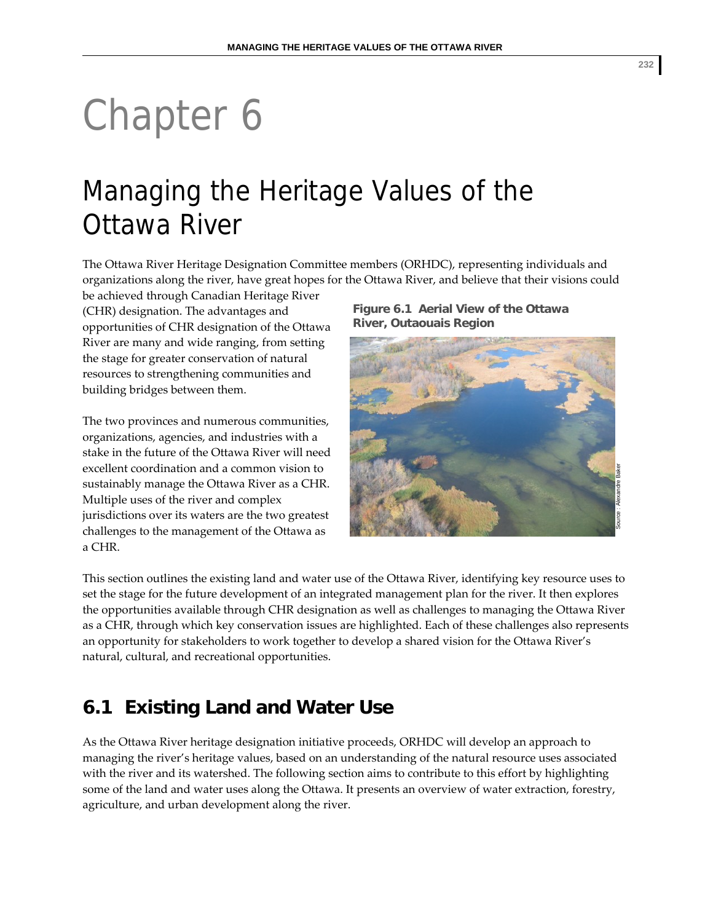# Chapter 6

# Managing the Heritage Values of the Ottawa River

The Ottawa River Heritage Designation Committee members (ORHDC), representing individuals and organizations along the river, have great hopes for the Ottawa River, and believe that their visions could be achieved through Canadian Heritage River (CHR) designation. The advantages and opportunities of CHR designation of the Ottawa River are many and wide ranging, from setting the stage for greater conservation of natural resources to strengthening communities and building bridges between them.

The two provinces and numerous communities, organizations, agencies, and industries with a stake in the future of the Ottawa River will need excellent coordination and a common vision to sustainably manage the Ottawa River as a CHR. Multiple uses of the river and complex jurisdictions over its waters are the two greatest challenges to the management of the Ottawa as a CHR.

**Figure 6.1 Aerial View of the Ottawa River, Outaouais Region**

Source : Alexandre Baker

This section outlines the existing land and water use of the Ottawa River, identifying key resource uses to set the stage for the future development of an integrated management plan for the river. It then explores the opportunities available through CHR designation as well as challenges to managing the Ottawa River as a CHR, through which key conservation issues are highlighted. Each of these challenges also represents an opportunity for stakeholders to work together to develop a shared vision for the Ottawa River's natural, cultural, and recreational opportunities.

## 6.1 Existing Land and Water Use

As the Ottawa River heritage designation initiative proceeds, ORHDC will develop an approach to managing the river's heritage values, based on an understanding of the natural resource uses associated with the river and its watershed. The following section aims to contribute to this effort by highlighting some of the land and water uses along the Ottawa. It presents an overview of water extraction, forestry, agriculture, and urban development along the river.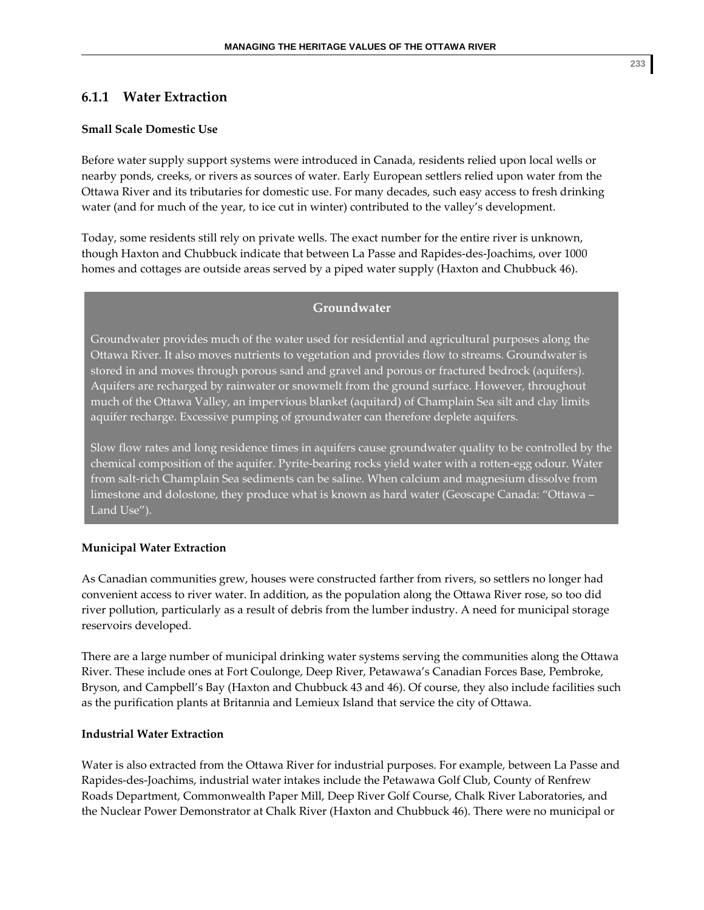### 6.1.1 Water Extraction

**Small Scale Domestic Use**

Before water supply support systems were introduced in Canada, residents relied upon local wells or nearby ponds, creeks, or rivers as sources of water. Early European settlers relied upon water from the Ottawa River and its tributaries for domestic use. For many decades, such easy access to fresh drinking water (and for much of the year, to ice cut in winter) contributed to the valley's development.

Today, some residents still rely on private wells. The exact number for the entire river is unknown, though Haxton and Chubbuck indicate that between La Passe and Rapides-des-Joachims, over 1000 homes and cottages are outside areas served by a piped water supply (Haxton and Chubbuck 46).

> **Groundwater**
>
> Groundwater provides much of the water used for residential and agricultural purposes along the Ottawa River. It also moves nutrients to vegetation and provides flow to streams. Groundwater is stored in and moves through porous sand and gravel and porous or fractured bedrock (aquifers). Aquifers are recharged by rainwater or snowmelt from the ground surface. However, throughout much of the Ottawa Valley, an impervious blanket (aquitard) of Champlain Sea silt and clay limits aquifer recharge. Excessive pumping of groundwater can therefore deplete aquifers.
>
> Slow flow rates and long residence times in aquifers cause groundwater quality to be controlled by the chemical composition of the aquifer. Pyrite-bearing rocks yield water with a rotten-egg odour. Water from salt-rich Champlain Sea sediments can be saline. When calcium and magnesium dissolve from limestone and dolostone, they produce what is known as hard water (Geoscape Canada: "Ottawa – Land Use").

**Municipal Water Extraction**

As Canadian communities grew, houses were constructed farther from rivers, so settlers no longer had convenient access to river water. In addition, as the population along the Ottawa River rose, so too did river pollution, particularly as a result of debris from the lumber industry. A need for municipal storage reservoirs developed.

There are a large number of municipal drinking water systems serving the communities along the Ottawa River. These include ones at Fort Coulonge, Deep River, Petawawa's Canadian Forces Base, Pembroke, Bryson, and Campbell's Bay (Haxton and Chubbuck 43 and 46). Of course, they also include facilities such as the purification plants at Britannia and Lemieux Island that service the city of Ottawa.

**Industrial Water Extraction**

Water is also extracted from the Ottawa River for industrial purposes. For example, between La Passe and Rapides-des-Joachims, industrial water intakes include the Petawawa Golf Club, County of Renfrew Roads Department, Commonwealth Paper Mill, Deep River Golf Course, Chalk River Laboratories, and the Nuclear Power Demonstrator at Chalk River (Haxton and Chubbuck 46). There were no municipal or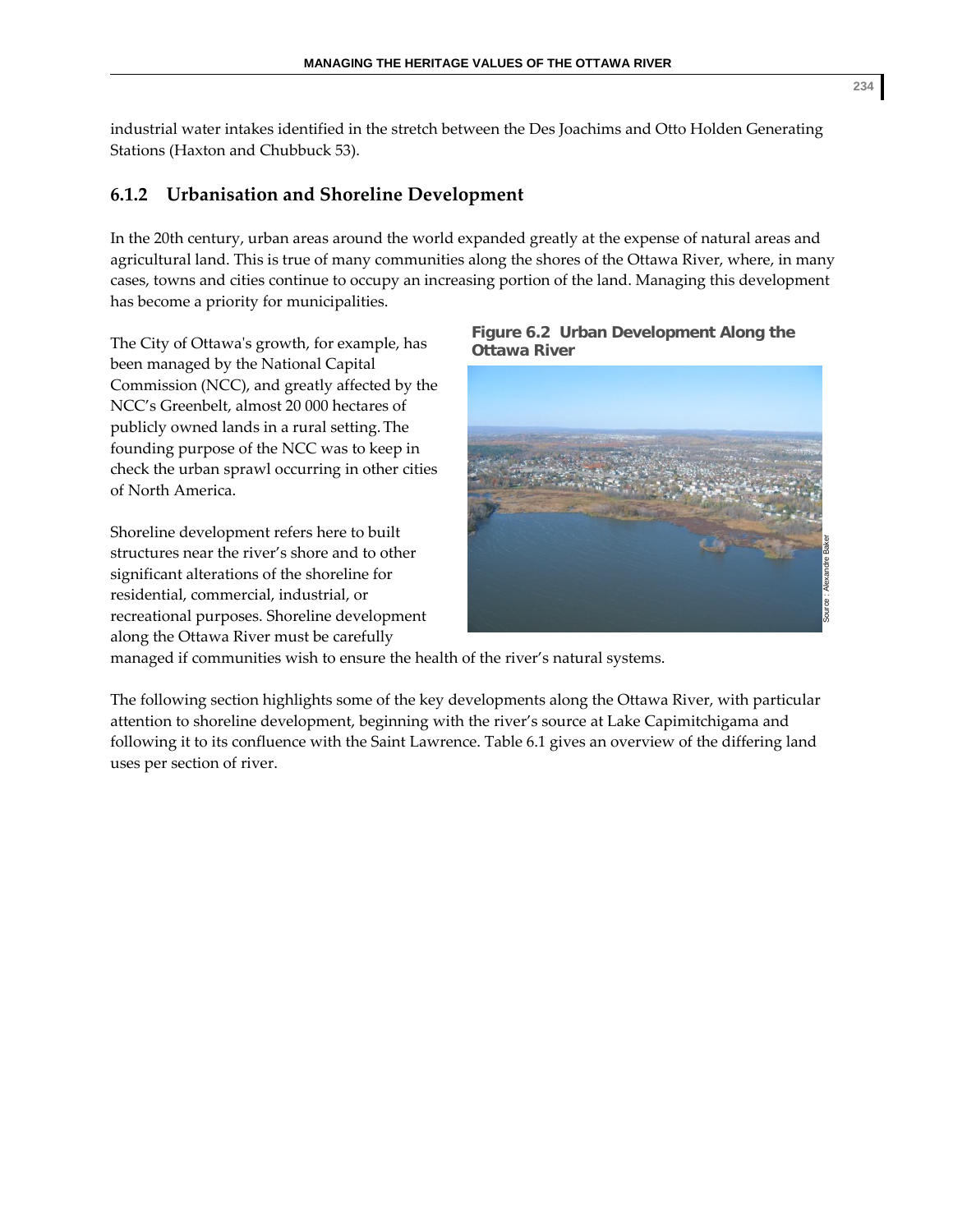industrial water intakes identified in the stretch between the Des Joachims and Otto Holden Generating Stations (Haxton and Chubbuck 53).

### 6.1.2 Urbanisation and Shoreline Development

In the 20th century, urban areas around the world expanded greatly at the expense of natural areas and agricultural land. This is true of many communities along the shores of the Ottawa River, where, in many cases, towns and cities continue to occupy an increasing portion of the land. Managing this development has become a priority for municipalities.

The City of Ottawa's growth, for example, has been managed by the National Capital Commission (NCC), and greatly affected by the NCC's Greenbelt, almost 20 000 hectares of publicly owned lands in a rural setting. The founding purpose of the NCC was to keep in check the urban sprawl occurring in other cities of North America.

**Figure 6.2 Urban Development Along the Ottawa River**

Source : Alexandre Baker

Shoreline development refers here to built structures near the river's shore and to other significant alterations of the shoreline for residential, commercial, industrial, or recreational purposes. Shoreline development along the Ottawa River must be carefully managed if communities wish to ensure the health of the river's natural systems.

The following section highlights some of the key developments along the Ottawa River, with particular attention to shoreline development, beginning with the river's source at Lake Capimitchigama and following it to its confluence with the Saint Lawrence. Table 6.1 gives an overview of the differing land uses per section of river.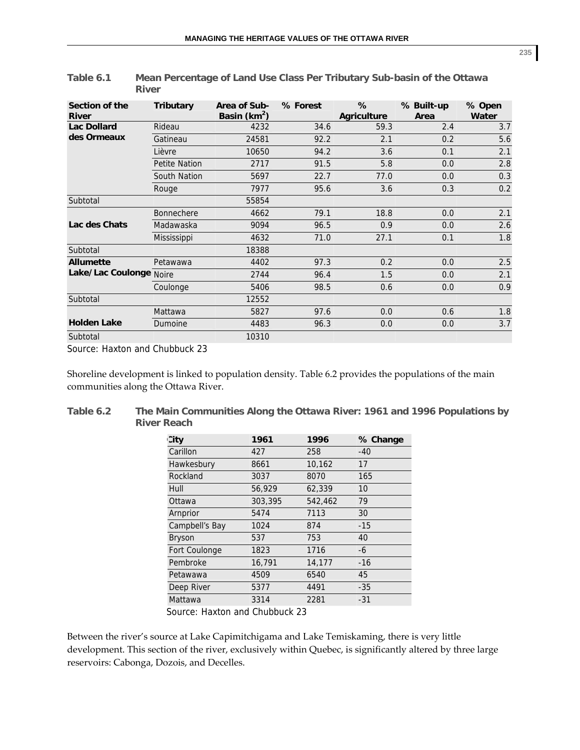**Table 6.1 Mean Percentage of Land Use Class Per Tributary Sub-basin of the Ottawa River**

| Section of the River | Tributary | Area of Sub-Basin (km$^2$) | % Forest | % Agriculture | % Built-up Area | % Open Water |
|---|---|---|---|---|---|---|
| **Lac Dollard des Ormeaux** | Rideau | 4232 | 34.6 | 59.3 | 2.4 | 3.7 |
| | Gatineau | 24581 | 92.2 | 2.1 | 0.2 | 5.6 |
| | Lièvre | 10650 | 94.2 | 3.6 | 0.1 | 2.1 |
| | Petite Nation | 2717 | 91.5 | 5.8 | 0.0 | 2.8 |
| | South Nation | 5697 | 22.7 | 77.0 | 0.0 | 0.3 |
| | Rouge | 7977 | 95.6 | 3.6 | 0.3 | 0.2 |
| Subtotal | | 55854 | | | | |
| **Lac des Chats** | Bonnechere | 4662 | 79.1 | 18.8 | 0.0 | 2.1 |
| | Madawaska | 9094 | 96.5 | 0.9 | 0.0 | 2.6 |
| | Mississippi | 4632 | 71.0 | 27.1 | 0.1 | 1.8 |
| Subtotal | | 18388 | | | | |
| **Allumette Lake/Lac Coulonge** | Petawawa | 4402 | 97.3 | 0.2 | 0.0 | 2.5 |
| | Noire | 2744 | 96.4 | 1.5 | 0.0 | 2.1 |
| | Coulonge | 5406 | 98.5 | 0.6 | 0.0 | 0.9 |
| Subtotal | | 12552 | | | | |
| **Holden Lake** | Mattawa | 5827 | 97.6 | 0.0 | 0.6 | 1.8 |
| | Dumoine | 4483 | 96.3 | 0.0 | 0.0 | 3.7 |
| Subtotal | | 10310 | | | | |

Source: Haxton and Chubbuck 23

Shoreline development is linked to population density. Table 6.2 provides the populations of the main communities along the Ottawa River.

**Table 6.2 The Main Communities Along the Ottawa River: 1961 and 1996 Populations by River Reach**

| City | 1961 | 1996 | % Change |
|---|---|---|---|
| Carillon | 427 | 258 | -40 |
| Hawkesbury | 8661 | 10,162 | 17 |
| Rockland | 3037 | 8070 | 165 |
| Hull | 56,929 | 62,339 | 10 |
| Ottawa | 303,395 | 542,462 | 79 |
| Arnprior | 5474 | 7113 | 30 |
| Campbell's Bay | 1024 | 874 | -15 |
| Bryson | 537 | 753 | 40 |
| Fort Coulonge | 1823 | 1716 | -6 |
| Pembroke | 16,791 | 14,177 | -16 |
| Petawawa | 4509 | 6540 | 45 |
| Deep River | 5377 | 4491 | -35 |
| Mattawa | 3314 | 2281 | -31 |

Source: Haxton and Chubbuck 23

Between the river's source at Lake Capimitchigama and Lake Temiskaming, there is very little development. This section of the river, exclusively within Quebec, is significantly altered by three large reservoirs: Cabonga, Dozois, and Decelles.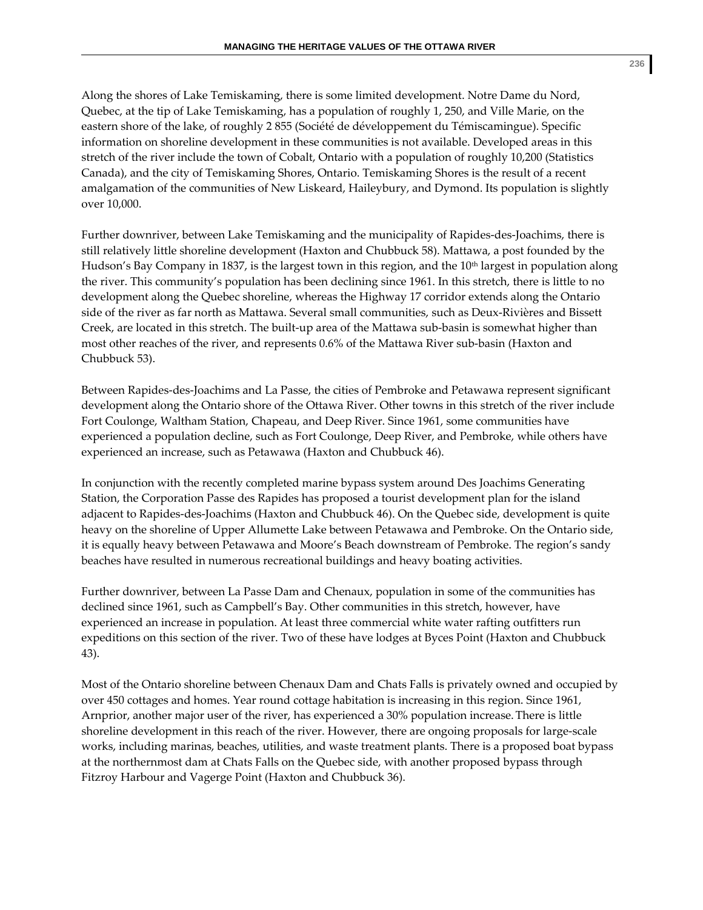Along the shores of Lake Temiskaming, there is some limited development. Notre Dame du Nord, Quebec, at the tip of Lake Temiskaming, has a population of roughly 1, 250, and Ville Marie, on the eastern shore of the lake, of roughly 2 855 (Société de développement du Témiscamingue). Specific information on shoreline development in these communities is not available. Developed areas in this stretch of the river include the town of Cobalt, Ontario with a population of roughly 10,200 (Statistics Canada), and the city of Temiskaming Shores, Ontario. Temiskaming Shores is the result of a recent amalgamation of the communities of New Liskeard, Haileybury, and Dymond. Its population is slightly over 10,000.

Further downriver, between Lake Temiskaming and the municipality of Rapides-des-Joachims, there is still relatively little shoreline development (Haxton and Chubbuck 58). Mattawa, a post founded by the Hudson's Bay Company in 1837, is the largest town in this region, and the 10th largest in population along the river. This community's population has been declining since 1961. In this stretch, there is little to no development along the Quebec shoreline, whereas the Highway 17 corridor extends along the Ontario side of the river as far north as Mattawa. Several small communities, such as Deux-Rivières and Bissett Creek, are located in this stretch. The built-up area of the Mattawa sub-basin is somewhat higher than most other reaches of the river, and represents 0.6% of the Mattawa River sub-basin (Haxton and Chubbuck 53).

Between Rapides-des-Joachims and La Passe, the cities of Pembroke and Petawawa represent significant development along the Ontario shore of the Ottawa River. Other towns in this stretch of the river include Fort Coulonge, Waltham Station, Chapeau, and Deep River. Since 1961, some communities have experienced a population decline, such as Fort Coulonge, Deep River, and Pembroke, while others have experienced an increase, such as Petawawa (Haxton and Chubbuck 46).

In conjunction with the recently completed marine bypass system around Des Joachims Generating Station, the Corporation Passe des Rapides has proposed a tourist development plan for the island adjacent to Rapides-des-Joachims (Haxton and Chubbuck 46). On the Quebec side, development is quite heavy on the shoreline of Upper Allumette Lake between Petawawa and Pembroke. On the Ontario side, it is equally heavy between Petawawa and Moore's Beach downstream of Pembroke. The region's sandy beaches have resulted in numerous recreational buildings and heavy boating activities.

Further downriver, between La Passe Dam and Chenaux, population in some of the communities has declined since 1961, such as Campbell's Bay. Other communities in this stretch, however, have experienced an increase in population. At least three commercial white water rafting outfitters run expeditions on this section of the river. Two of these have lodges at Byces Point (Haxton and Chubbuck 43).

Most of the Ontario shoreline between Chenaux Dam and Chats Falls is privately owned and occupied by over 450 cottages and homes. Year round cottage habitation is increasing in this region. Since 1961, Arnprior, another major user of the river, has experienced a 30% population increase. There is little shoreline development in this reach of the river. However, there are ongoing proposals for large-scale works, including marinas, beaches, utilities, and waste treatment plants. There is a proposed boat bypass at the northernmost dam at Chats Falls on the Quebec side, with another proposed bypass through Fitzroy Harbour and Vagerge Point (Haxton and Chubbuck 36).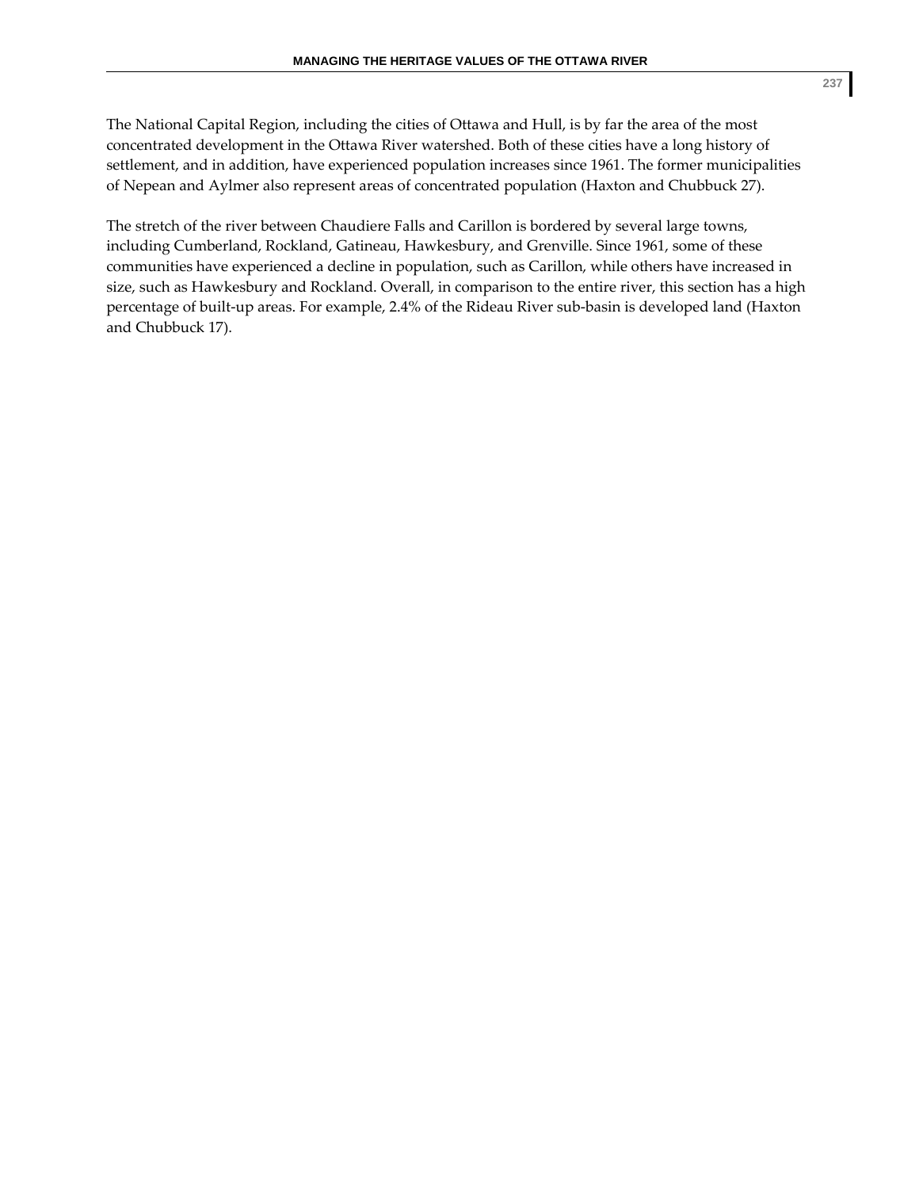The National Capital Region, including the cities of Ottawa and Hull, is by far the area of the most concentrated development in the Ottawa River watershed. Both of these cities have a long history of settlement, and in addition, have experienced population increases since 1961. The former municipalities of Nepean and Aylmer also represent areas of concentrated population (Haxton and Chubbuck 27).

The stretch of the river between Chaudiere Falls and Carillon is bordered by several large towns, including Cumberland, Rockland, Gatineau, Hawkesbury, and Grenville. Since 1961, some of these communities have experienced a decline in population, such as Carillon, while others have increased in size, such as Hawkesbury and Rockland. Overall, in comparison to the entire river, this section has a high percentage of built-up areas. For example, 2.4% of the Rideau River sub-basin is developed land (Haxton and Chubbuck 17).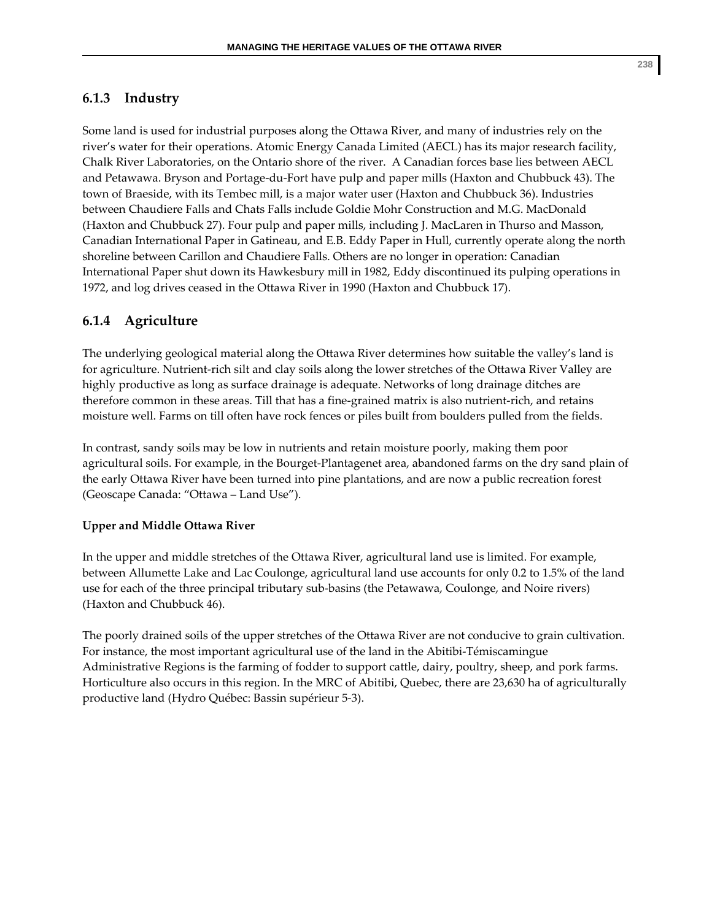### 6.1.3 Industry

Some land is used for industrial purposes along the Ottawa River, and many of industries rely on the river's water for their operations. Atomic Energy Canada Limited (AECL) has its major research facility, Chalk River Laboratories, on the Ontario shore of the river. A Canadian forces base lies between AECL and Petawawa. Bryson and Portage-du-Fort have pulp and paper mills (Haxton and Chubbuck 43). The town of Braeside, with its Tembec mill, is a major water user (Haxton and Chubbuck 36). Industries between Chaudiere Falls and Chats Falls include Goldie Mohr Construction and M.G. MacDonald (Haxton and Chubbuck 27). Four pulp and paper mills, including J. MacLaren in Thurso and Masson, Canadian International Paper in Gatineau, and E.B. Eddy Paper in Hull, currently operate along the north shoreline between Carillon and Chaudiere Falls. Others are no longer in operation: Canadian International Paper shut down its Hawkesbury mill in 1982, Eddy discontinued its pulping operations in 1972, and log drives ceased in the Ottawa River in 1990 (Haxton and Chubbuck 17).

### 6.1.4 Agriculture

The underlying geological material along the Ottawa River determines how suitable the valley's land is for agriculture. Nutrient-rich silt and clay soils along the lower stretches of the Ottawa River Valley are highly productive as long as surface drainage is adequate. Networks of long drainage ditches are therefore common in these areas. Till that has a fine-grained matrix is also nutrient-rich, and retains moisture well. Farms on till often have rock fences or piles built from boulders pulled from the fields.

In contrast, sandy soils may be low in nutrients and retain moisture poorly, making them poor agricultural soils. For example, in the Bourget-Plantagenet area, abandoned farms on the dry sand plain of the early Ottawa River have been turned into pine plantations, and are now a public recreation forest (Geoscape Canada: "Ottawa – Land Use").

**Upper and Middle Ottawa River**

In the upper and middle stretches of the Ottawa River, agricultural land use is limited. For example, between Allumette Lake and Lac Coulonge, agricultural land use accounts for only 0.2 to 1.5% of the land use for each of the three principal tributary sub-basins (the Petawawa, Coulonge, and Noire rivers) (Haxton and Chubbuck 46).

The poorly drained soils of the upper stretches of the Ottawa River are not conducive to grain cultivation. For instance, the most important agricultural use of the land in the Abitibi-Témiscamingue Administrative Regions is the farming of fodder to support cattle, dairy, poultry, sheep, and pork farms. Horticulture also occurs in this region. In the MRC of Abitibi, Quebec, there are 23,630 ha of agriculturally productive land (Hydro Québec: Bassin supérieur 5-3).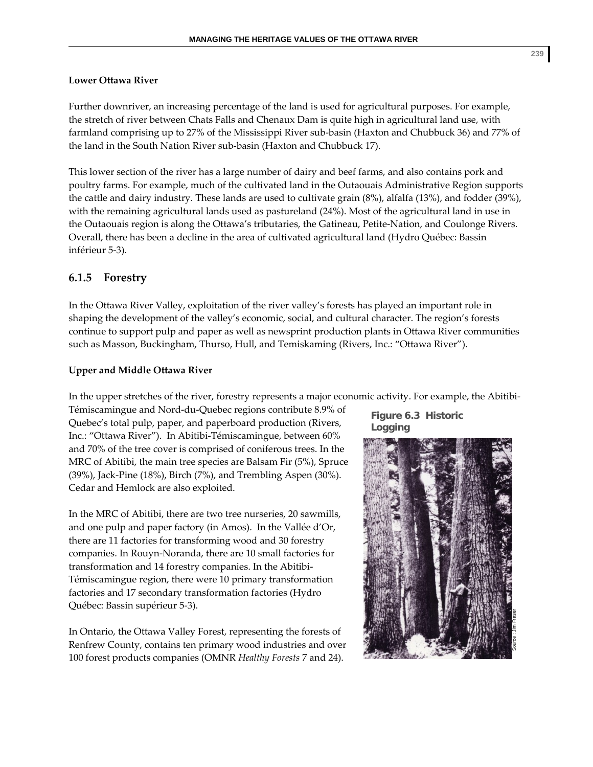**Lower Ottawa River**

Further downriver, an increasing percentage of the land is used for agricultural purposes. For example, the stretch of river between Chats Falls and Chenaux Dam is quite high in agricultural land use, with farmland comprising up to 27% of the Mississippi River sub-basin (Haxton and Chubbuck 36) and 77% of the land in the South Nation River sub-basin (Haxton and Chubbuck 17).

This lower section of the river has a large number of dairy and beef farms, and also contains pork and poultry farms. For example, much of the cultivated land in the Outaouais Administrative Region supports the cattle and dairy industry. These lands are used to cultivate grain (8%), alfalfa (13%), and fodder (39%), with the remaining agricultural lands used as pastureland (24%). Most of the agricultural land in use in the Outaouais region is along the Ottawa's tributaries, the Gatineau, Petite-Nation, and Coulonge Rivers. Overall, there has been a decline in the area of cultivated agricultural land (Hydro Québec: Bassin inférieur 5-3).

## 6.1.5 Forestry

In the Ottawa River Valley, exploitation of the river valley's forests has played an important role in shaping the development of the valley's economic, social, and cultural character. The region's forests continue to support pulp and paper as well as newsprint production plants in Ottawa River communities such as Masson, Buckingham, Thurso, Hull, and Temiskaming (Rivers, Inc.: "Ottawa River").

**Upper and Middle Ottawa River**

In the upper stretches of the river, forestry represents a major economic activity. For example, the Abitibi-Témiscamingue and Nord-du-Quebec regions contribute 8.9% of Quebec's total pulp, paper, and paperboard production (Rivers, Inc.: "Ottawa River"). In Abitibi-Témiscamingue, between 60% and 70% of the tree cover is comprised of coniferous trees. In the MRC of Abitibi, the main tree species are Balsam Fir (5%), Spruce (39%), Jack-Pine (18%), Birch (7%), and Trembling Aspen (30%). Cedar and Hemlock are also exploited.

In the MRC of Abitibi, there are two tree nurseries, 20 sawmills, and one pulp and paper factory (in Amos). In the Vallée d'Or, there are 11 factories for transforming wood and 30 forestry companies. In Rouyn-Noranda, there are 10 small factories for transformation and 14 forestry companies. In the Abitibi-Témiscamingue region, there were 10 primary transformation factories and 17 secondary transformation factories (Hydro Québec: Bassin supérieur 5-3).

In Ontario, the Ottawa Valley Forest, representing the forests of Renfrew County, contains ten primary wood industries and over 100 forest products companies (OMNR *Healthy Forests* 7 and 24).

**Figure 6.3 Historic Logging**

Source : Jim Fraser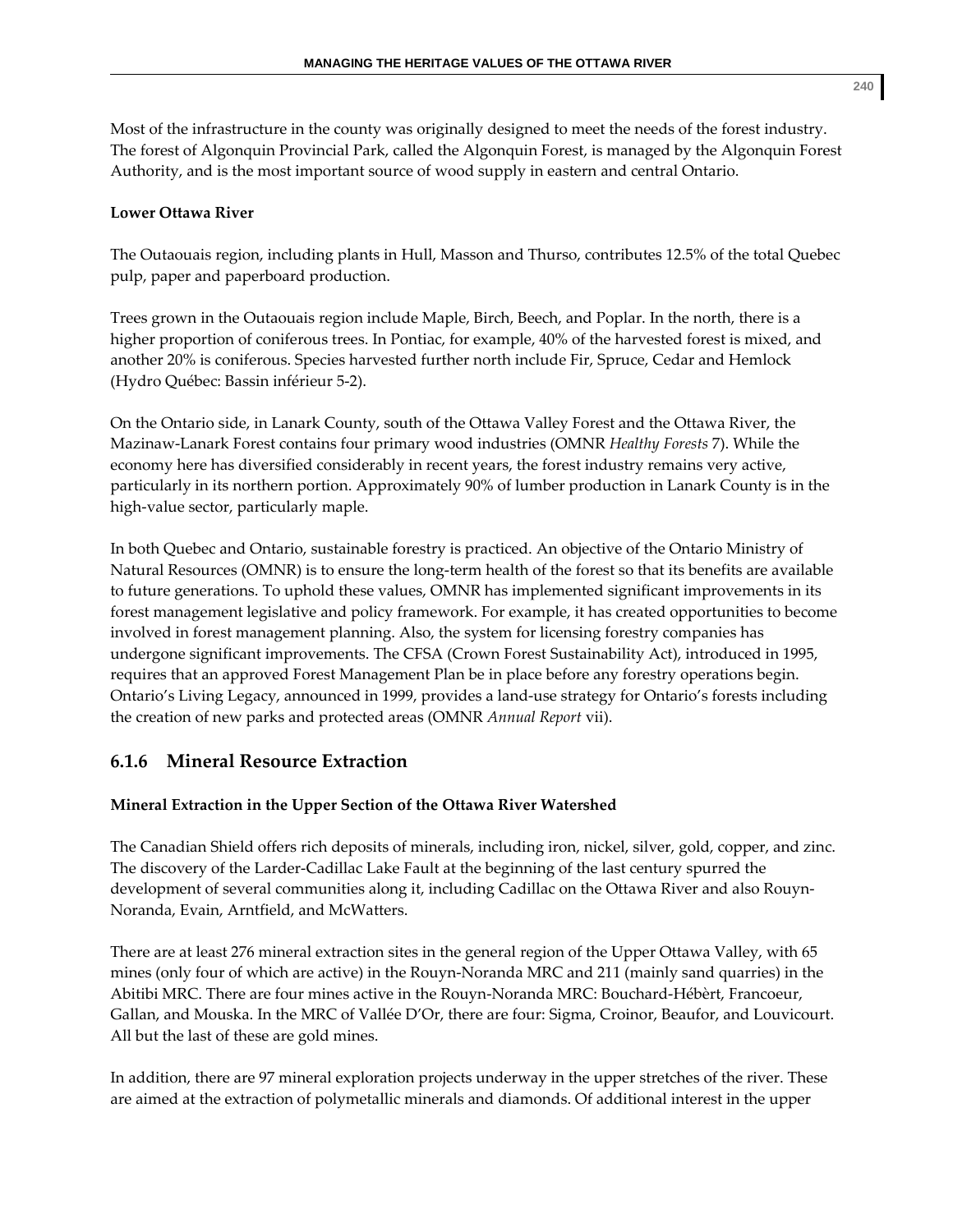Most of the infrastructure in the county was originally designed to meet the needs of the forest industry. The forest of Algonquin Provincial Park, called the Algonquin Forest, is managed by the Algonquin Forest Authority, and is the most important source of wood supply in eastern and central Ontario.

**Lower Ottawa River**

The Outaouais region, including plants in Hull, Masson and Thurso, contributes 12.5% of the total Quebec pulp, paper and paperboard production.

Trees grown in the Outaouais region include Maple, Birch, Beech, and Poplar. In the north, there is a higher proportion of coniferous trees. In Pontiac, for example, 40% of the harvested forest is mixed, and another 20% is coniferous. Species harvested further north include Fir, Spruce, Cedar and Hemlock (Hydro Québec: Bassin inférieur 5-2).

On the Ontario side, in Lanark County, south of the Ottawa Valley Forest and the Ottawa River, the Mazinaw-Lanark Forest contains four primary wood industries (OMNR *Healthy Forests* 7). While the economy here has diversified considerably in recent years, the forest industry remains very active, particularly in its northern portion. Approximately 90% of lumber production in Lanark County is in the high-value sector, particularly maple.

In both Quebec and Ontario, sustainable forestry is practiced. An objective of the Ontario Ministry of Natural Resources (OMNR) is to ensure the long-term health of the forest so that its benefits are available to future generations. To uphold these values, OMNR has implemented significant improvements in its forest management legislative and policy framework. For example, it has created opportunities to become involved in forest management planning. Also, the system for licensing forestry companies has undergone significant improvements. The CFSA (Crown Forest Sustainability Act), introduced in 1995, requires that an approved Forest Management Plan be in place before any forestry operations begin. Ontario's Living Legacy, announced in 1999, provides a land-use strategy for Ontario's forests including the creation of new parks and protected areas (OMNR *Annual Report* vii).

### 6.1.6 Mineral Resource Extraction

**Mineral Extraction in the Upper Section of the Ottawa River Watershed**

The Canadian Shield offers rich deposits of minerals, including iron, nickel, silver, gold, copper, and zinc. The discovery of the Larder-Cadillac Lake Fault at the beginning of the last century spurred the development of several communities along it, including Cadillac on the Ottawa River and also Rouyn-Noranda, Evain, Arntfield, and McWatters.

There are at least 276 mineral extraction sites in the general region of the Upper Ottawa Valley, with 65 mines (only four of which are active) in the Rouyn-Noranda MRC and 211 (mainly sand quarries) in the Abitibi MRC. There are four mines active in the Rouyn-Noranda MRC: Bouchard-Hébèrt, Francoeur, Gallan, and Mouska. In the MRC of Vallée D'Or, there are four: Sigma, Croinor, Beaufor, and Louvicourt. All but the last of these are gold mines.

In addition, there are 97 mineral exploration projects underway in the upper stretches of the river. These are aimed at the extraction of polymetallic minerals and diamonds. Of additional interest in the upper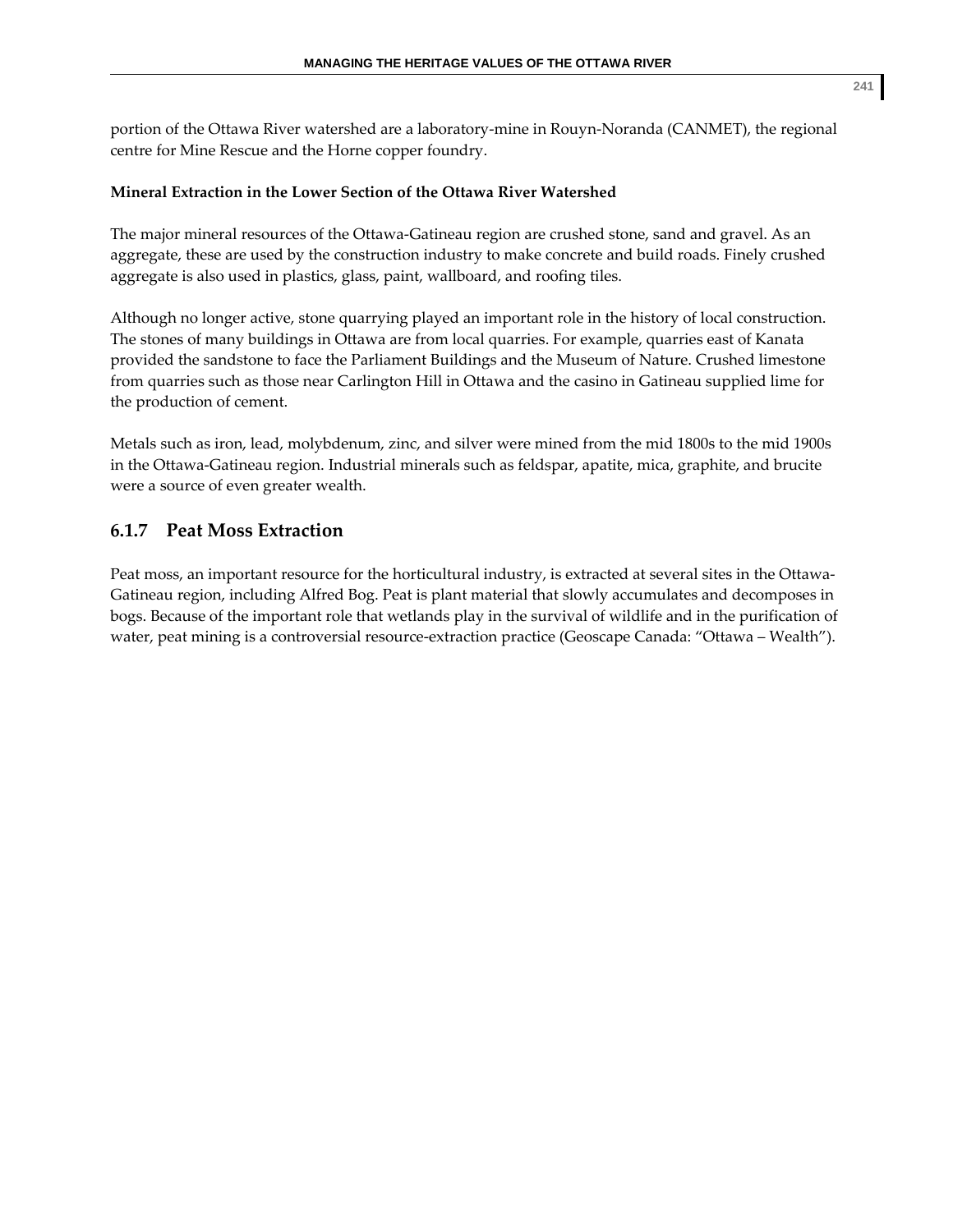portion of the Ottawa River watershed are a laboratory-mine in Rouyn-Noranda (CANMET), the regional centre for Mine Rescue and the Horne copper foundry.

**Mineral Extraction in the Lower Section of the Ottawa River Watershed**

The major mineral resources of the Ottawa-Gatineau region are crushed stone, sand and gravel. As an aggregate, these are used by the construction industry to make concrete and build roads. Finely crushed aggregate is also used in plastics, glass, paint, wallboard, and roofing tiles.

Although no longer active, stone quarrying played an important role in the history of local construction. The stones of many buildings in Ottawa are from local quarries. For example, quarries east of Kanata provided the sandstone to face the Parliament Buildings and the Museum of Nature. Crushed limestone from quarries such as those near Carlington Hill in Ottawa and the casino in Gatineau supplied lime for the production of cement.

Metals such as iron, lead, molybdenum, zinc, and silver were mined from the mid 1800s to the mid 1900s in the Ottawa-Gatineau region. Industrial minerals such as feldspar, apatite, mica, graphite, and brucite were a source of even greater wealth.

### 6.1.7 Peat Moss Extraction

Peat moss, an important resource for the horticultural industry, is extracted at several sites in the Ottawa-Gatineau region, including Alfred Bog. Peat is plant material that slowly accumulates and decomposes in bogs. Because of the important role that wetlands play in the survival of wildlife and in the purification of water, peat mining is a controversial resource-extraction practice (Geoscape Canada: "Ottawa – Wealth").